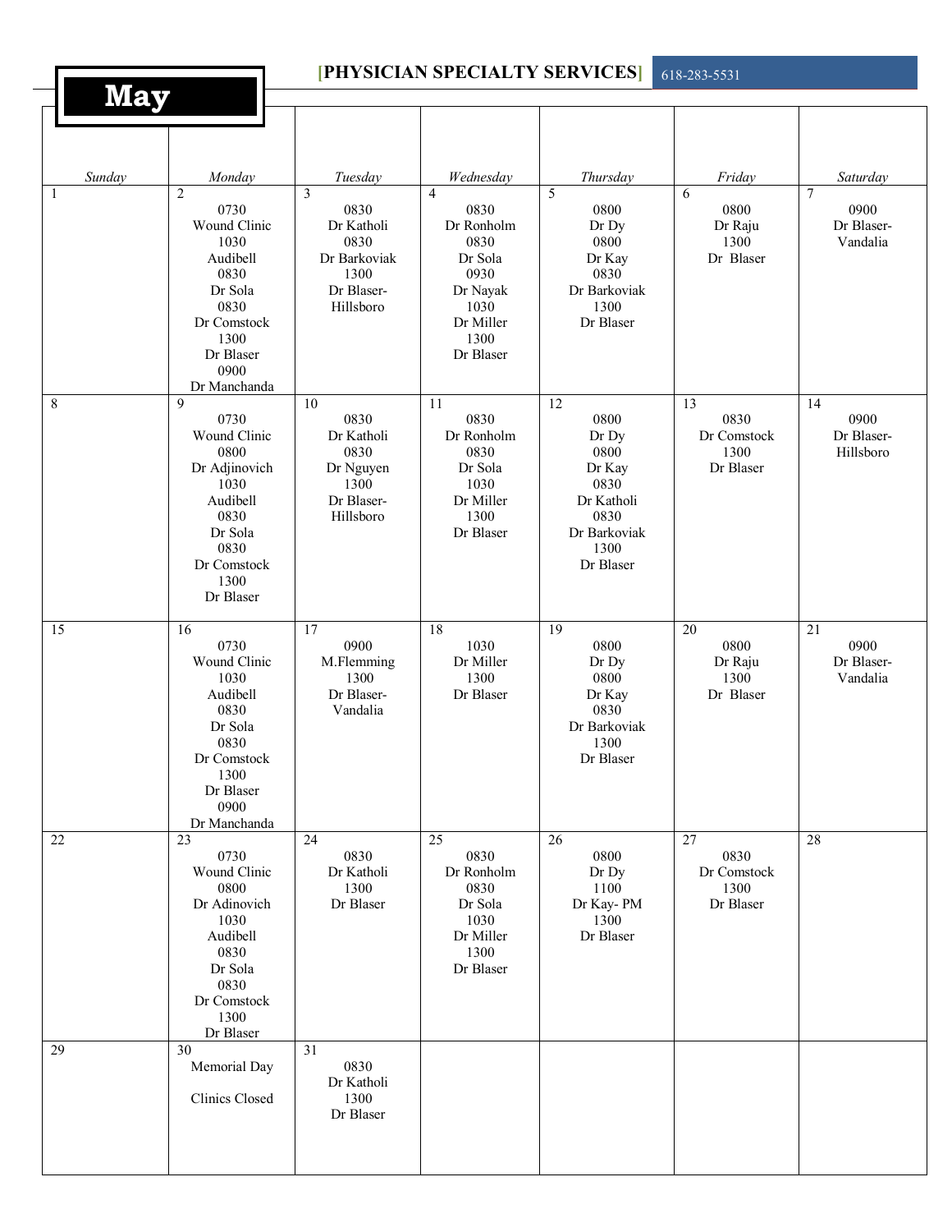# May

**[PHYSICIAN SPECIALTY SERVICES]** 618-283-5531

| Sunday | Monday | Tuesday | Wednesday | Thursday | Friday | Saturday |
|---|---|---|---|---|---|---|
| 1 | 2<br>0730<br>Wound Clinic<br>1030<br>Audibell<br>0830<br>Dr Sola<br>0830<br>Dr Comstock<br>1300<br>Dr Blaser<br>0900<br>Dr Manchanda | 3<br>0830<br>Dr Katholi<br>0830<br>Dr Barkoviak<br>1300<br>Dr Blaser-Hillsboro | 4<br>0830<br>Dr Ronholm<br>0830<br>Dr Sola<br>0930<br>Dr Nayak<br>1030<br>Dr Miller<br>1300<br>Dr Blaser | 5<br>0800<br>Dr Dy<br>0800<br>Dr Kay<br>0830<br>Dr Barkoviak<br>1300<br>Dr Blaser | 6<br>0800<br>Dr Raju<br>1300<br>Dr Blaser | 7<br>0900<br>Dr Blaser-Vandalia |
| 8 | 9<br>0730<br>Wound Clinic<br>0800<br>Dr Adjinovich<br>1030<br>Audibell<br>0830<br>Dr Sola<br>0830<br>Dr Comstock<br>1300<br>Dr Blaser | 10<br>0830<br>Dr Katholi<br>0830<br>Dr Nguyen<br>1300<br>Dr Blaser-Hillsboro | 11<br>0830<br>Dr Ronholm<br>0830<br>Dr Sola<br>1030<br>Dr Miller<br>1300<br>Dr Blaser | 12<br>0800<br>Dr Dy<br>0800<br>Dr Kay<br>0830<br>Dr Katholi<br>0830<br>Dr Barkoviak<br>1300<br>Dr Blaser | 13<br>0830<br>Dr Comstock<br>1300<br>Dr Blaser | 14<br>0900<br>Dr Blaser-Hillsboro |
| 15 | 16<br>0730<br>Wound Clinic<br>1030<br>Audibell<br>0830<br>Dr Sola<br>0830<br>Dr Comstock<br>1300<br>Dr Blaser<br>0900<br>Dr Manchanda | 17<br>0900<br>M.Flemming<br>1300<br>Dr Blaser-Vandalia | 18<br>1030<br>Dr Miller<br>1300<br>Dr Blaser | 19<br>0800<br>Dr Dy<br>0800<br>Dr Kay<br>0830<br>Dr Barkoviak<br>1300<br>Dr Blaser | 20<br>0800<br>Dr Raju<br>1300<br>Dr Blaser | 21<br>0900<br>Dr Blaser-Vandalia |
| 22 | 23<br>0730<br>Wound Clinic<br>0800<br>Dr Adinovich<br>1030<br>Audibell<br>0830<br>Dr Sola<br>0830<br>Dr Comstock<br>1300<br>Dr Blaser | 24<br>0830<br>Dr Katholi<br>1300<br>Dr Blaser | 25<br>0830<br>Dr Ronholm<br>0830<br>Dr Sola<br>1030<br>Dr Miller<br>1300<br>Dr Blaser | 26<br>0800<br>Dr Dy<br>1100<br>Dr Kay- PM<br>1300<br>Dr Blaser | 27<br>0830<br>Dr Comstock<br>1300<br>Dr Blaser | 28 |
| 29 | 30<br>Memorial Day<br><br>Clinics Closed | 31<br>0830<br>Dr Katholi<br>1300<br>Dr Blaser | | | | |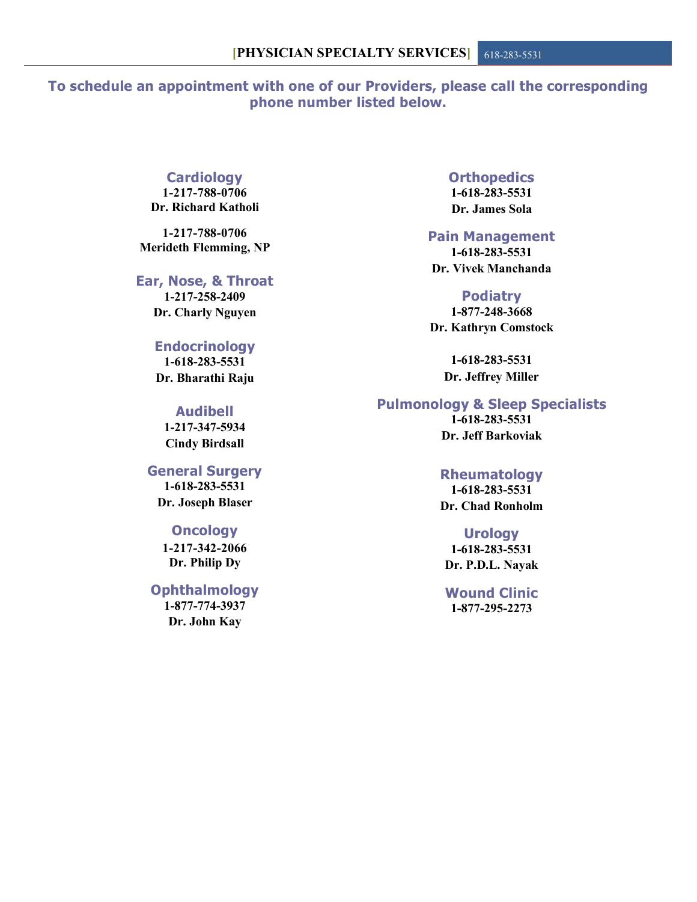**To schedule an appointment with one of our Providers, please call the corresponding phone number listed below.**

### Cardiology

**1-217-788-0706**
**Dr. Richard Katholi**

**1-217-788-0706**
**Merideth Flemming, NP**

### Ear, Nose, & Throat

**1-217-258-2409**
**Dr. Charly Nguyen**

### Endocrinology

**1-618-283-5531**
**Dr. Bharathi Raju**

### Audibell

**1-217-347-5934**
**Cindy Birdsall**

### General Surgery

**1-618-283-5531**
**Dr. Joseph Blaser**

### Oncology

**1-217-342-2066**
**Dr. Philip Dy**

### Ophthalmology

**1-877-774-3937**
**Dr. John Kay**

### Orthopedics

**1-618-283-5531**
**Dr. James Sola**

### Pain Management

**1-618-283-5531**
**Dr. Vivek Manchanda**

### Podiatry

**1-877-248-3668**
**Dr. Kathryn Comstock**

**1-618-283-5531**
**Dr. Jeffrey Miller**

### Pulmonology & Sleep Specialists

**1-618-283-5531**
**Dr. Jeff Barkoviak**

### Rheumatology

**1-618-283-5531**
**Dr. Chad Ronholm**

### Urology

**1-618-283-5531**
**Dr. P.D.L. Nayak**

### Wound Clinic

**1-877-295-2273**